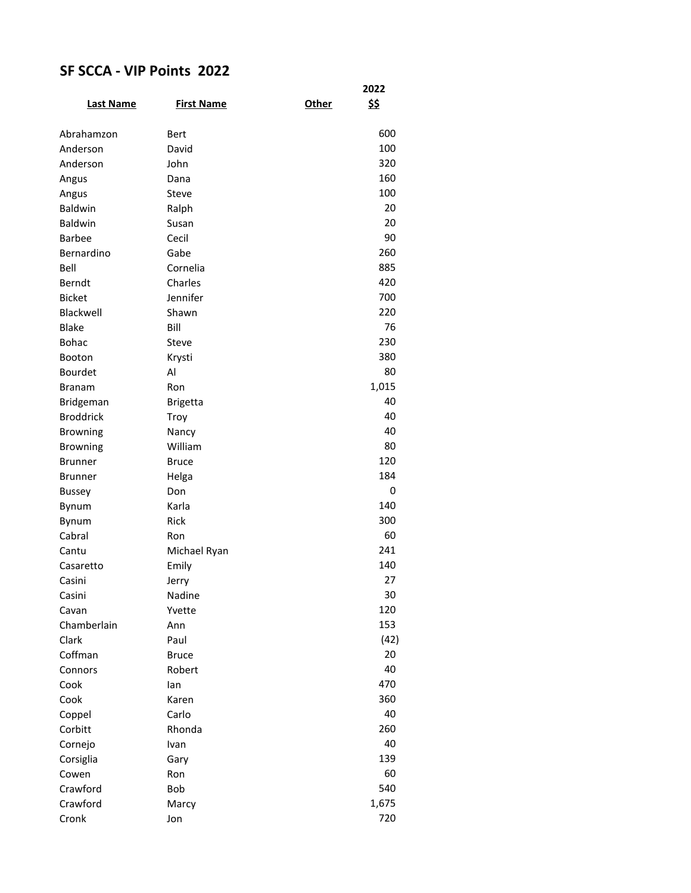# SF SCCA - VIP Points 2022

| Last Name | First Name | Other | 2022 $$ |
|---|---|---|---|
| Abrahamzon | Bert | | 600 |
| Anderson | David | | 100 |
| Anderson | John | | 320 |
| Angus | Dana | | 160 |
| Angus | Steve | | 100 |
| Baldwin | Ralph | | 20 |
| Baldwin | Susan | | 20 |
| Barbee | Cecil | | 90 |
| Bernardino | Gabe | | 260 |
| Bell | Cornelia | | 885 |
| Berndt | Charles | | 420 |
| Bicket | Jennifer | | 700 |
| Blackwell | Shawn | | 220 |
| Blake | Bill | | 76 |
| Bohac | Steve | | 230 |
| Booton | Krysti | | 380 |
| Bourdet | Al | | 80 |
| Branam | Ron | | 1,015 |
| Bridgeman | Brigetta | | 40 |
| Broddrick | Troy | | 40 |
| Browning | Nancy | | 40 |
| Browning | William | | 80 |
| Brunner | Bruce | | 120 |
| Brunner | Helga | | 184 |
| Bussey | Don | | 0 |
| Bynum | Karla | | 140 |
| Bynum | Rick | | 300 |
| Cabral | Ron | | 60 |
| Cantu | Michael Ryan | | 241 |
| Casaretto | Emily | | 140 |
| Casini | Jerry | | 27 |
| Casini | Nadine | | 30 |
| Cavan | Yvette | | 120 |
| Chamberlain | Ann | | 153 |
| Clark | Paul | | (42) |
| Coffman | Bruce | | 20 |
| Connors | Robert | | 40 |
| Cook | Ian | | 470 |
| Cook | Karen | | 360 |
| Coppel | Carlo | | 40 |
| Corbitt | Rhonda | | 260 |
| Cornejo | Ivan | | 40 |
| Corsiglia | Gary | | 139 |
| Cowen | Ron | | 60 |
| Crawford | Bob | | 540 |
| Crawford | Marcy | | 1,675 |
| Cronk | Jon | | 720 |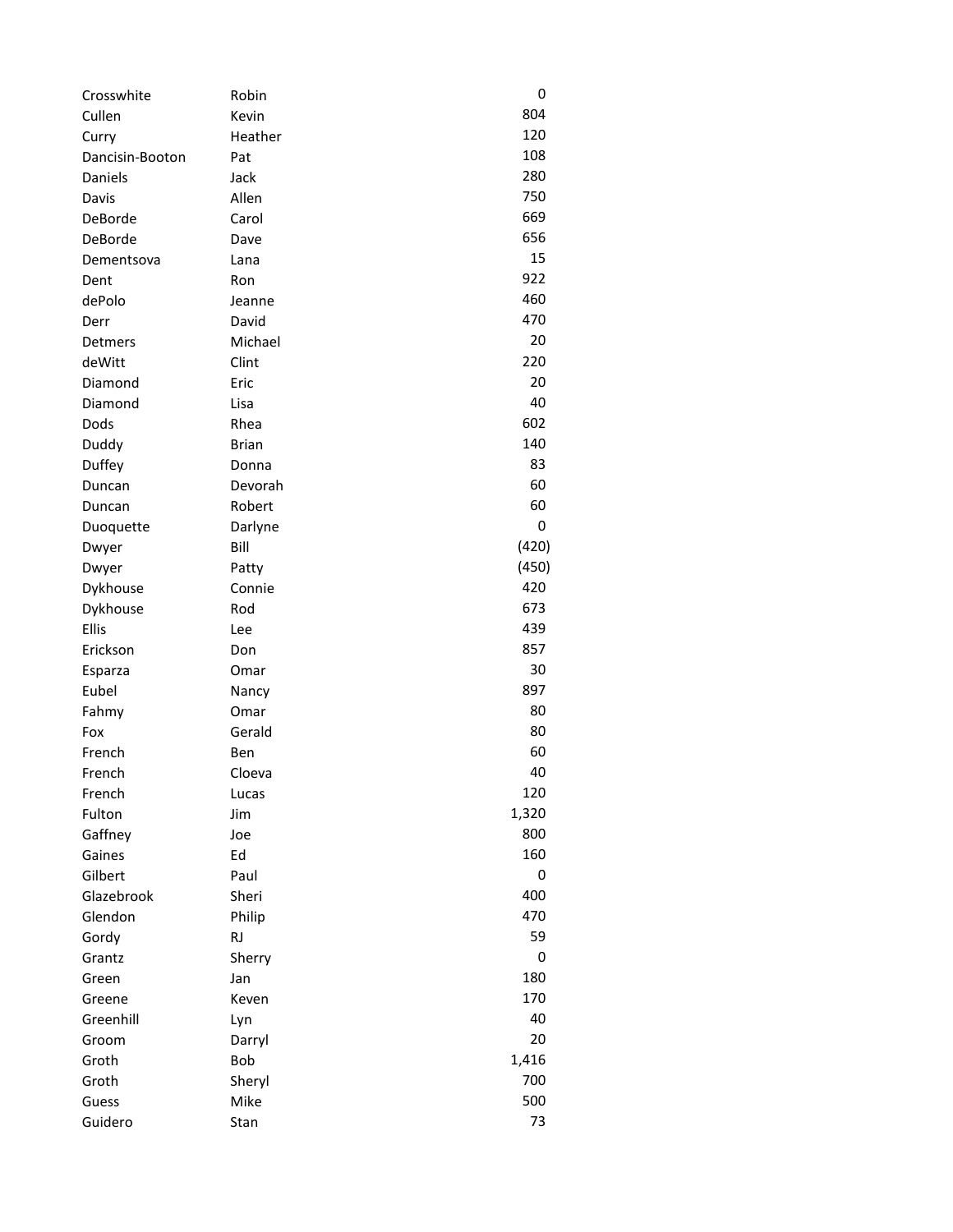| | | |
|---|---|---|
| Crosswhite | Robin | 0 |
| Cullen | Kevin | 804 |
| Curry | Heather | 120 |
| Dancisin-Booton | Pat | 108 |
| Daniels | Jack | 280 |
| Davis | Allen | 750 |
| DeBorde | Carol | 669 |
| DeBorde | Dave | 656 |
| Dementsova | Lana | 15 |
| Dent | Ron | 922 |
| dePolo | Jeanne | 460 |
| Derr | David | 470 |
| Detmers | Michael | 20 |
| deWitt | Clint | 220 |
| Diamond | Eric | 20 |
| Diamond | Lisa | 40 |
| Dods | Rhea | 602 |
| Duddy | Brian | 140 |
| Duffey | Donna | 83 |
| Duncan | Devorah | 60 |
| Duncan | Robert | 60 |
| Duoquette | Darlyne | 0 |
| Dwyer | Bill | (420) |
| Dwyer | Patty | (450) |
| Dykhouse | Connie | 420 |
| Dykhouse | Rod | 673 |
| Ellis | Lee | 439 |
| Erickson | Don | 857 |
| Esparza | Omar | 30 |
| Eubel | Nancy | 897 |
| Fahmy | Omar | 80 |
| Fox | Gerald | 80 |
| French | Ben | 60 |
| French | Cloeva | 40 |
| French | Lucas | 120 |
| Fulton | Jim | 1,320 |
| Gaffney | Joe | 800 |
| Gaines | Ed | 160 |
| Gilbert | Paul | 0 |
| Glazebrook | Sheri | 400 |
| Glendon | Philip | 470 |
| Gordy | RJ | 59 |
| Grantz | Sherry | 0 |
| Green | Jan | 180 |
| Greene | Keven | 170 |
| Greenhill | Lyn | 40 |
| Groom | Darryl | 20 |
| Groth | Bob | 1,416 |
| Groth | Sheryl | 700 |
| Guess | Mike | 500 |
| Guidero | Stan | 73 |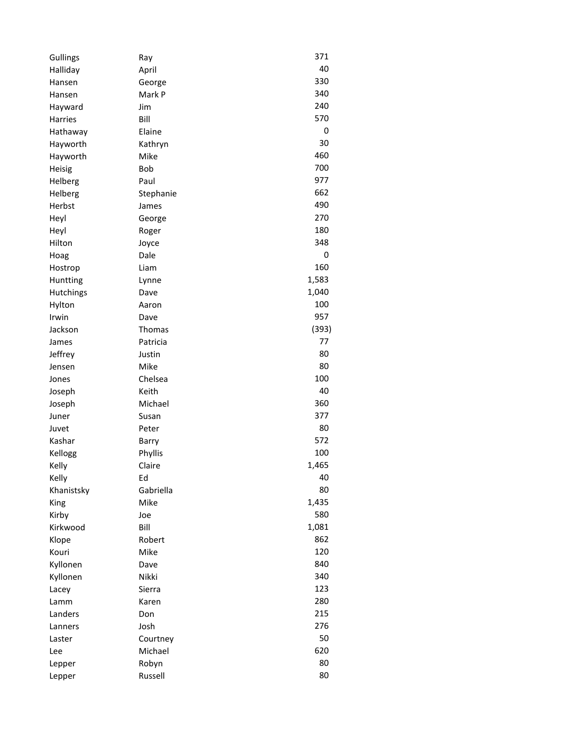| | | |
|---|---|---|
| Gullings | Ray | 371 |
| Halliday | April | 40 |
| Hansen | George | 330 |
| Hansen | Mark P | 340 |
| Hayward | Jim | 240 |
| Harries | Bill | 570 |
| Hathaway | Elaine | 0 |
| Hayworth | Kathryn | 30 |
| Hayworth | Mike | 460 |
| Heisig | Bob | 700 |
| Helberg | Paul | 977 |
| Helberg | Stephanie | 662 |
| Herbst | James | 490 |
| Heyl | George | 270 |
| Heyl | Roger | 180 |
| Hilton | Joyce | 348 |
| Hoag | Dale | 0 |
| Hostrop | Liam | 160 |
| Huntting | Lynne | 1,583 |
| Hutchings | Dave | 1,040 |
| Hylton | Aaron | 100 |
| Irwin | Dave | 957 |
| Jackson | Thomas | (393) |
| James | Patricia | 77 |
| Jeffrey | Justin | 80 |
| Jensen | Mike | 80 |
| Jones | Chelsea | 100 |
| Joseph | Keith | 40 |
| Joseph | Michael | 360 |
| Juner | Susan | 377 |
| Juvet | Peter | 80 |
| Kashar | Barry | 572 |
| Kellogg | Phyllis | 100 |
| Kelly | Claire | 1,465 |
| Kelly | Ed | 40 |
| Khanistsky | Gabriella | 80 |
| King | Mike | 1,435 |
| Kirby | Joe | 580 |
| Kirkwood | Bill | 1,081 |
| Klope | Robert | 862 |
| Kouri | Mike | 120 |
| Kyllonen | Dave | 840 |
| Kyllonen | Nikki | 340 |
| Lacey | Sierra | 123 |
| Lamm | Karen | 280 |
| Landers | Don | 215 |
| Lanners | Josh | 276 |
| Laster | Courtney | 50 |
| Lee | Michael | 620 |
| Lepper | Robyn | 80 |
| Lepper | Russell | 80 |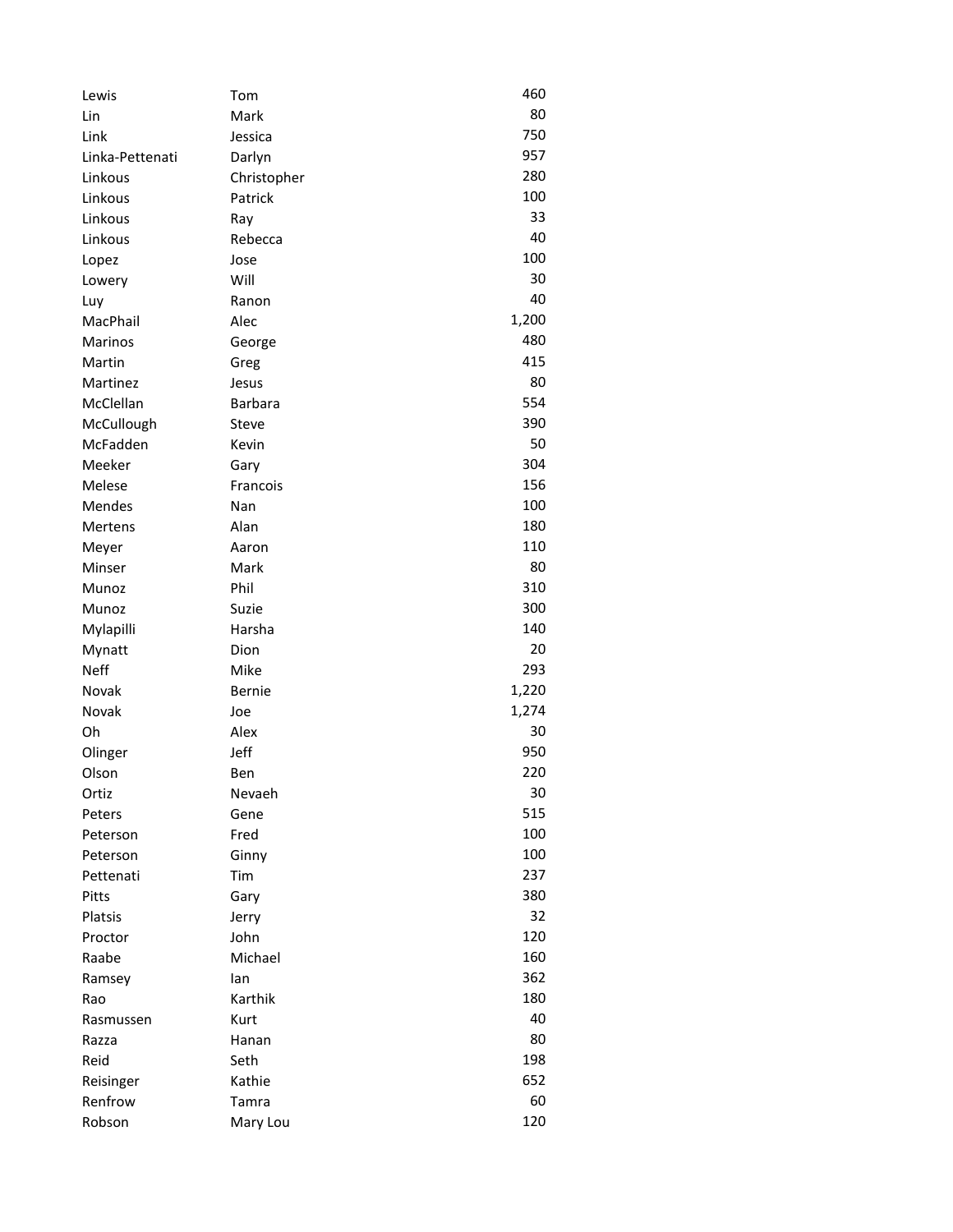| | | |
|---|---|---|
| Lewis | Tom | 460 |
| Lin | Mark | 80 |
| Link | Jessica | 750 |
| Linka-Pettenati | Darlyn | 957 |
| Linkous | Christopher | 280 |
| Linkous | Patrick | 100 |
| Linkous | Ray | 33 |
| Linkous | Rebecca | 40 |
| Lopez | Jose | 100 |
| Lowery | Will | 30 |
| Luy | Ranon | 40 |
| MacPhail | Alec | 1,200 |
| Marinos | George | 480 |
| Martin | Greg | 415 |
| Martinez | Jesus | 80 |
| McClellan | Barbara | 554 |
| McCullough | Steve | 390 |
| McFadden | Kevin | 50 |
| Meeker | Gary | 304 |
| Melese | Francois | 156 |
| Mendes | Nan | 100 |
| Mertens | Alan | 180 |
| Meyer | Aaron | 110 |
| Minser | Mark | 80 |
| Munoz | Phil | 310 |
| Munoz | Suzie | 300 |
| Mylapilli | Harsha | 140 |
| Mynatt | Dion | 20 |
| Neff | Mike | 293 |
| Novak | Bernie | 1,220 |
| Novak | Joe | 1,274 |
| Oh | Alex | 30 |
| Olinger | Jeff | 950 |
| Olson | Ben | 220 |
| Ortiz | Nevaeh | 30 |
| Peters | Gene | 515 |
| Peterson | Fred | 100 |
| Peterson | Ginny | 100 |
| Pettenati | Tim | 237 |
| Pitts | Gary | 380 |
| Platsis | Jerry | 32 |
| Proctor | John | 120 |
| Raabe | Michael | 160 |
| Ramsey | Ian | 362 |
| Rao | Karthik | 180 |
| Rasmussen | Kurt | 40 |
| Razza | Hanan | 80 |
| Reid | Seth | 198 |
| Reisinger | Kathie | 652 |
| Renfrow | Tamra | 60 |
| Robson | Mary Lou | 120 |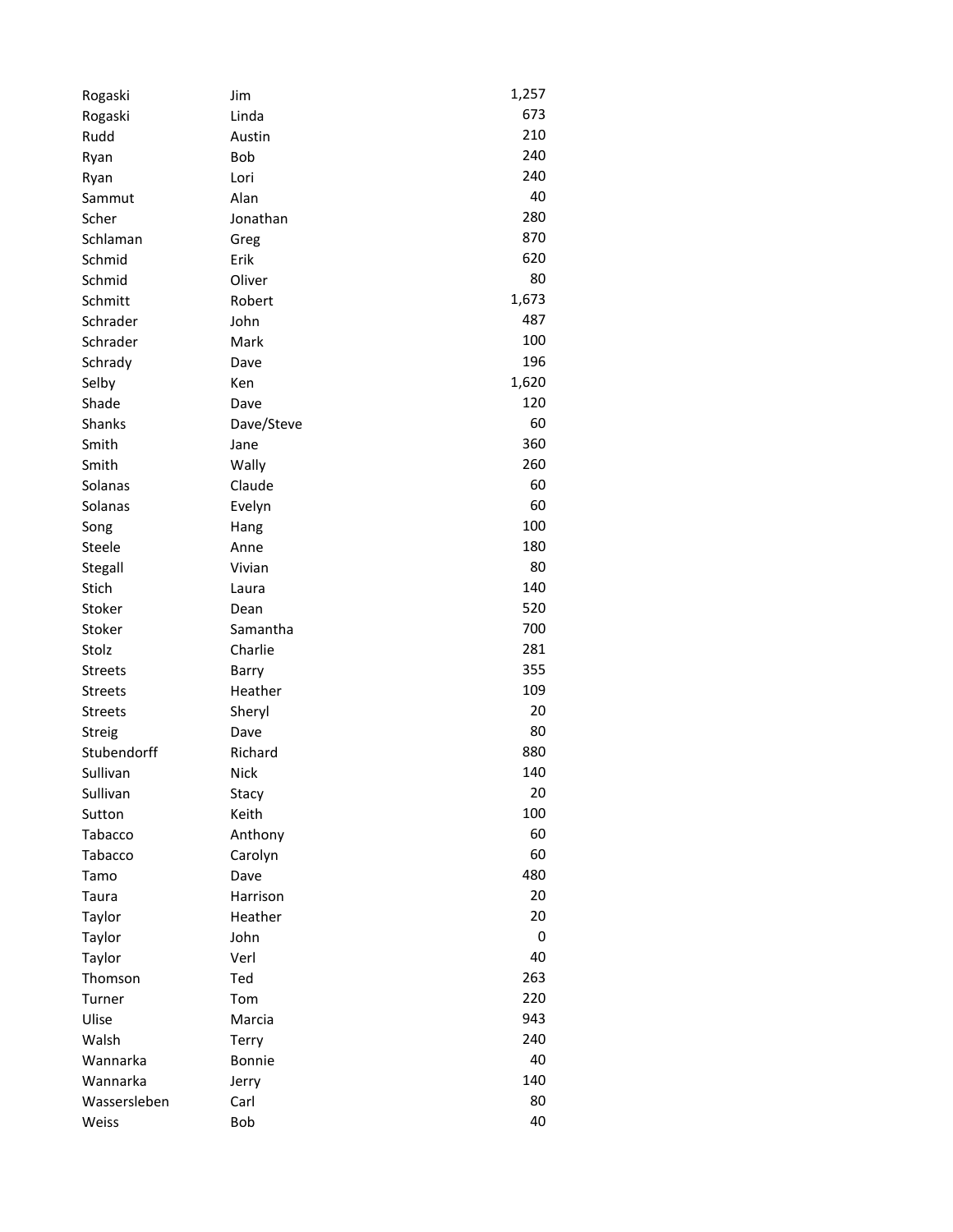| | | |
|---|---|---|
| Rogaski | Jim | 1,257 |
| Rogaski | Linda | 673 |
| Rudd | Austin | 210 |
| Ryan | Bob | 240 |
| Ryan | Lori | 240 |
| Sammut | Alan | 40 |
| Scher | Jonathan | 280 |
| Schlaman | Greg | 870 |
| Schmid | Erik | 620 |
| Schmid | Oliver | 80 |
| Schmitt | Robert | 1,673 |
| Schrader | John | 487 |
| Schrader | Mark | 100 |
| Schrady | Dave | 196 |
| Selby | Ken | 1,620 |
| Shade | Dave | 120 |
| Shanks | Dave/Steve | 60 |
| Smith | Jane | 360 |
| Smith | Wally | 260 |
| Solanas | Claude | 60 |
| Solanas | Evelyn | 60 |
| Song | Hang | 100 |
| Steele | Anne | 180 |
| Stegall | Vivian | 80 |
| Stich | Laura | 140 |
| Stoker | Dean | 520 |
| Stoker | Samantha | 700 |
| Stolz | Charlie | 281 |
| Streets | Barry | 355 |
| Streets | Heather | 109 |
| Streets | Sheryl | 20 |
| Streig | Dave | 80 |
| Stubendorff | Richard | 880 |
| Sullivan | Nick | 140 |
| Sullivan | Stacy | 20 |
| Sutton | Keith | 100 |
| Tabacco | Anthony | 60 |
| Tabacco | Carolyn | 60 |
| Tamo | Dave | 480 |
| Taura | Harrison | 20 |
| Taylor | Heather | 20 |
| Taylor | John | 0 |
| Taylor | Verl | 40 |
| Thomson | Ted | 263 |
| Turner | Tom | 220 |
| Ulise | Marcia | 943 |
| Walsh | Terry | 240 |
| Wannarka | Bonnie | 40 |
| Wannarka | Jerry | 140 |
| Wassersleben | Carl | 80 |
| Weiss | Bob | 40 |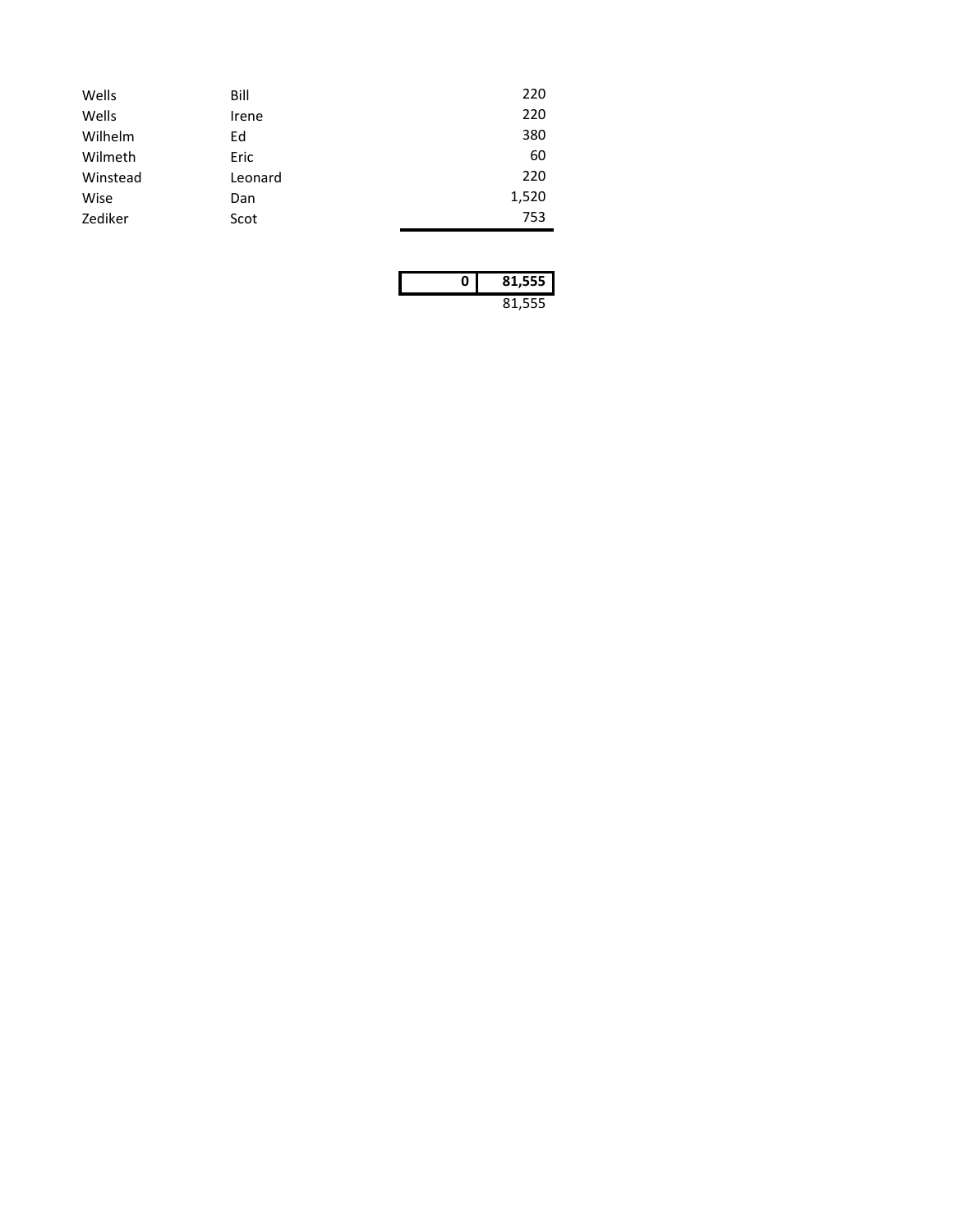| | | | |
|---|---|---|---|
| Wells | Bill | | 220 |
| Wells | Irene | | 220 |
| Wilhelm | Ed | | 380 |
| Wilmeth | Eric | | 60 |
| Winstead | Leonard | | 220 |
| Wise | Dan | | 1,520 |
| Zediker | Scot | | 753 |
| | | **0** | **81,555** |
| | | | 81,555 |